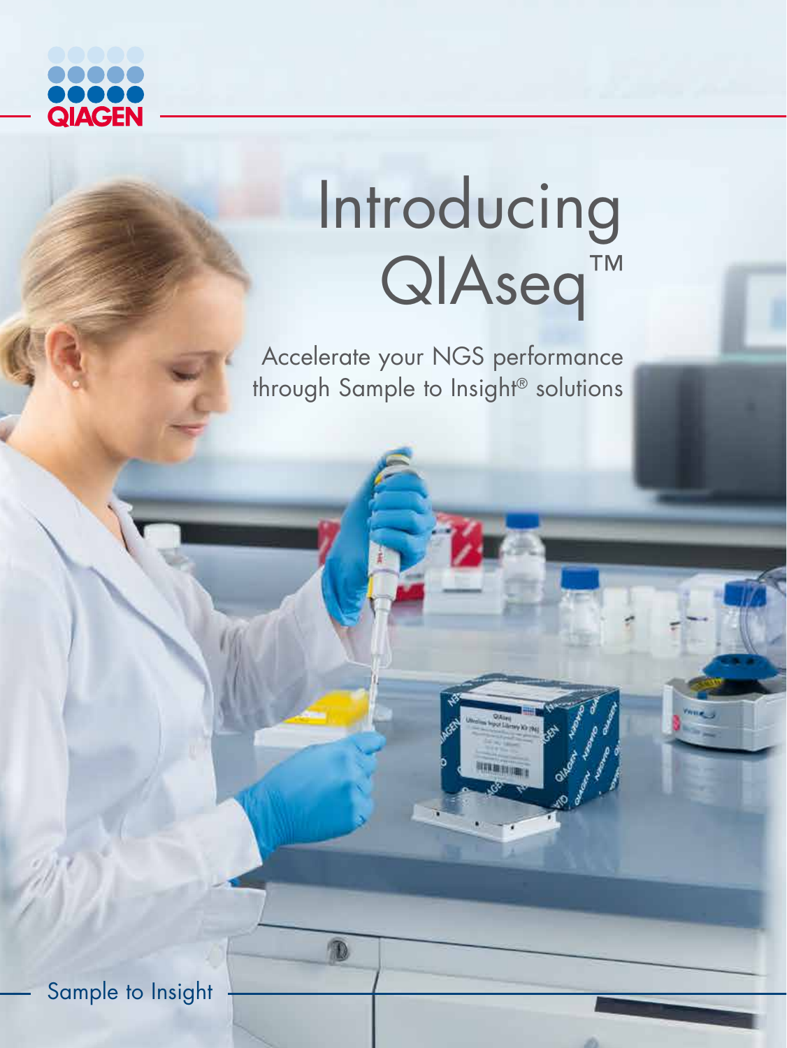# Introducing QIAseq™

Accelerate your NGS performance through Sample to Insight® solutions

Sample to Insight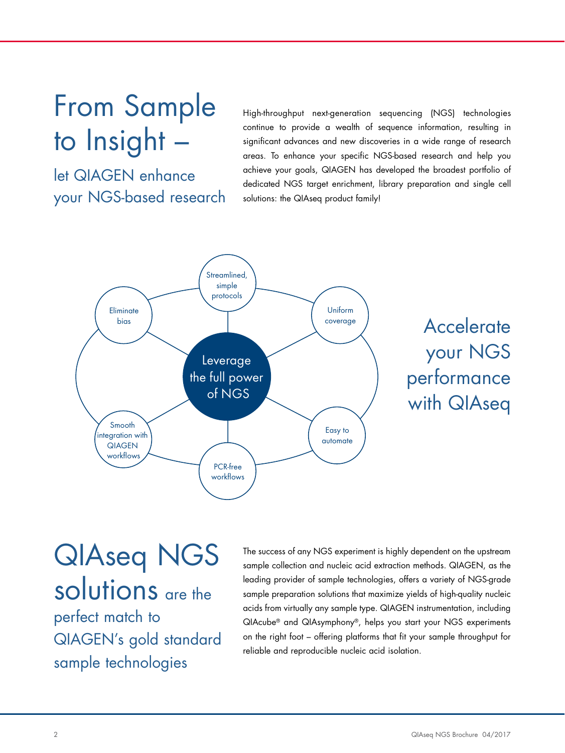# From Sample to Insight –

## let QIAGEN enhance your NGS-based research

High-throughput next-generation sequencing (NGS) technologies continue to provide a wealth of sequence information, resulting in significant advances and new discoveries in a wide range of research areas. To enhance your specific NGS-based research and help you achieve your goals, QIAGEN has developed the broadest portfolio of dedicated NGS target enrichment, library preparation and single cell solutions: the QIAseq product family!

Leverage the full power of NGS

- Streamlined, simple protocols
- Uniform coverage
- Easy to automate
- PCR-free workflows
- Smooth integration with QIAGEN workflows
- Eliminate bias

## Accelerate your NGS performance with QIAseq

# QIAseq NGS solutions are the perfect match to QIAGEN's gold standard sample technologies

The success of any NGS experiment is highly dependent on the upstream sample collection and nucleic acid extraction methods. QIAGEN, as the leading provider of sample technologies, offers a variety of NGS-grade sample preparation solutions that maximize yields of high-quality nucleic acids from virtually any sample type. QIAGEN instrumentation, including QIAcube® and QIAsymphony®, helps you start your NGS experiments on the right foot – offering platforms that fit your sample throughput for reliable and reproducible nucleic acid isolation.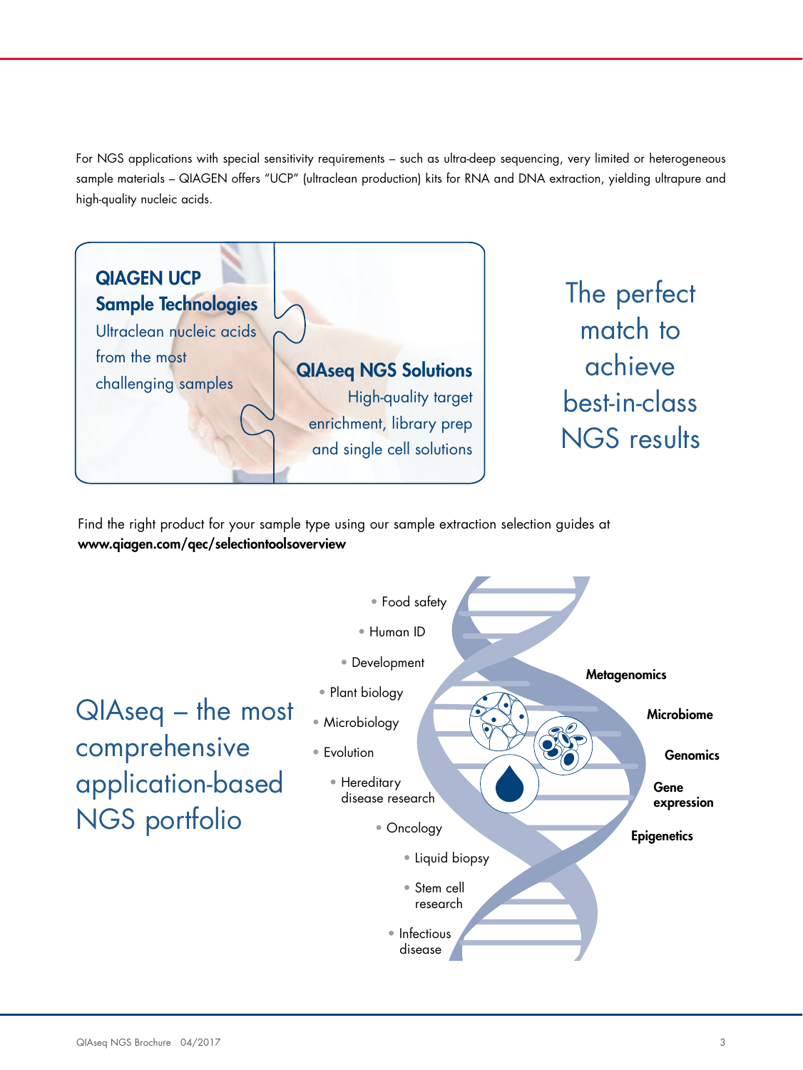For NGS applications with special sensitivity requirements – such as ultra-deep sequencing, very limited or heterogeneous sample materials – QIAGEN offers "UCP" (ultraclean production) kits for RNA and DNA extraction, yielding ultrapure and high-quality nucleic acids.

**QIAGEN UCP Sample Technologies**

Ultraclean nucleic acids from the most challenging samples

**QIAseq NGS Solutions**

High-quality target enrichment, library prep and single cell solutions

The perfect match to achieve best-in-class NGS results

Find the right product for your sample type using our sample extraction selection guides at **www.qiagen.com/qec/selectiontoolsoverview**

## QIAseq – the most comprehensive application-based NGS portfolio

- Food safety
- Human ID
- Development
- Plant biology
- Microbiology
- Evolution
- Hereditary disease research
- Oncology
- Liquid biopsy
- Stem cell research
- Infectious disease

**Metagenomics**

**Microbiome**

**Genomics**

**Gene expression**

**Epigenetics**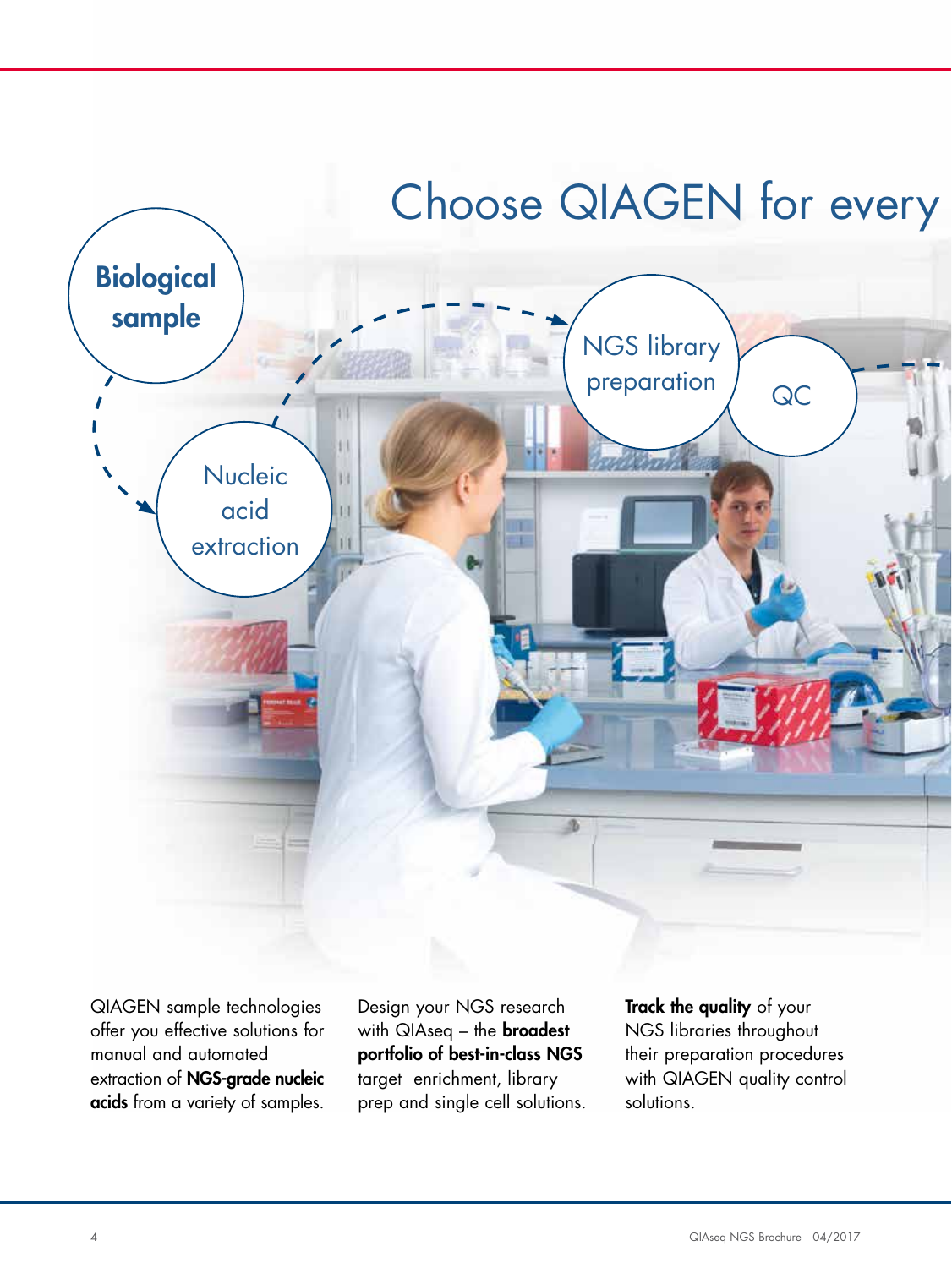# Choose QIAGEN for every

Biological sample

Nucleic acid extraction

NGS library preparation

QC

QIAGEN sample technologies offer you effective solutions for manual and automated extraction of **NGS-grade nucleic acids** from a variety of samples.

Design your NGS research with QIAseq – the **broadest portfolio of best-in-class NGS** target enrichment, library prep and single cell solutions.

**Track the quality** of your NGS libraries throughout their preparation procedures with QIAGEN quality control solutions.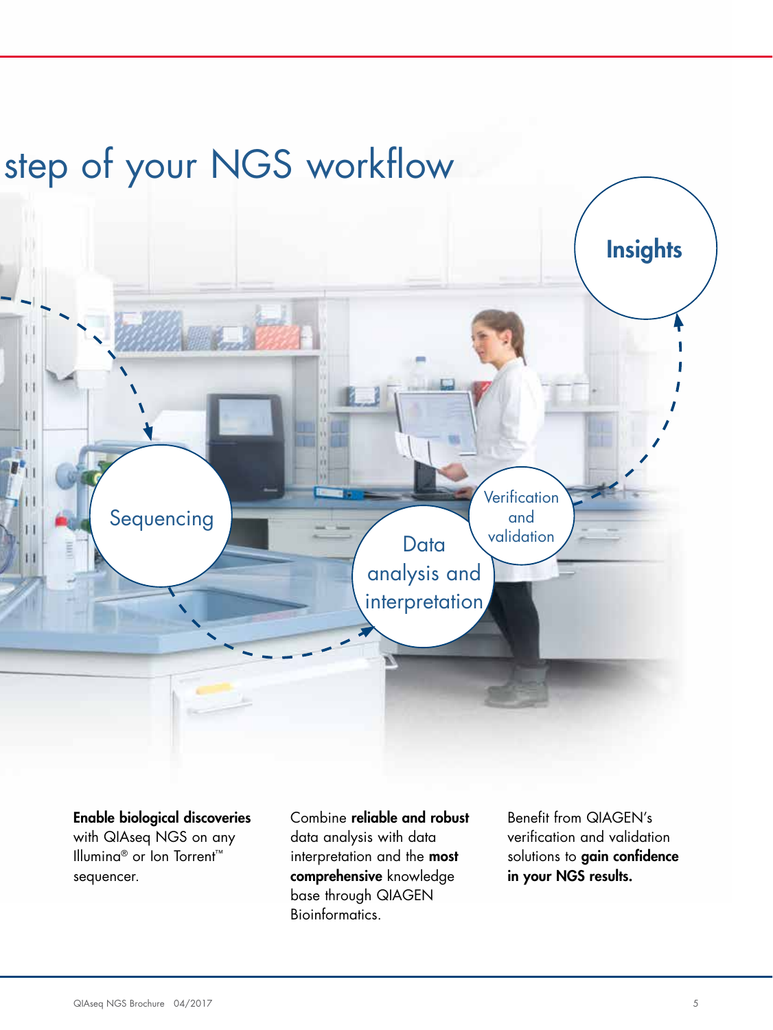# step of your NGS workflow

Sequencing

Data analysis and interpretation

Verification and validation

Insights

**Enable biological discoveries** with QIAseq NGS on any Illumina® or Ion Torrent™ sequencer.

Combine **reliable and robust** data analysis with data interpretation and the **most comprehensive** knowledge base through QIAGEN Bioinformatics.

Benefit from QIAGEN's verification and validation solutions to **gain confidence in your NGS results.**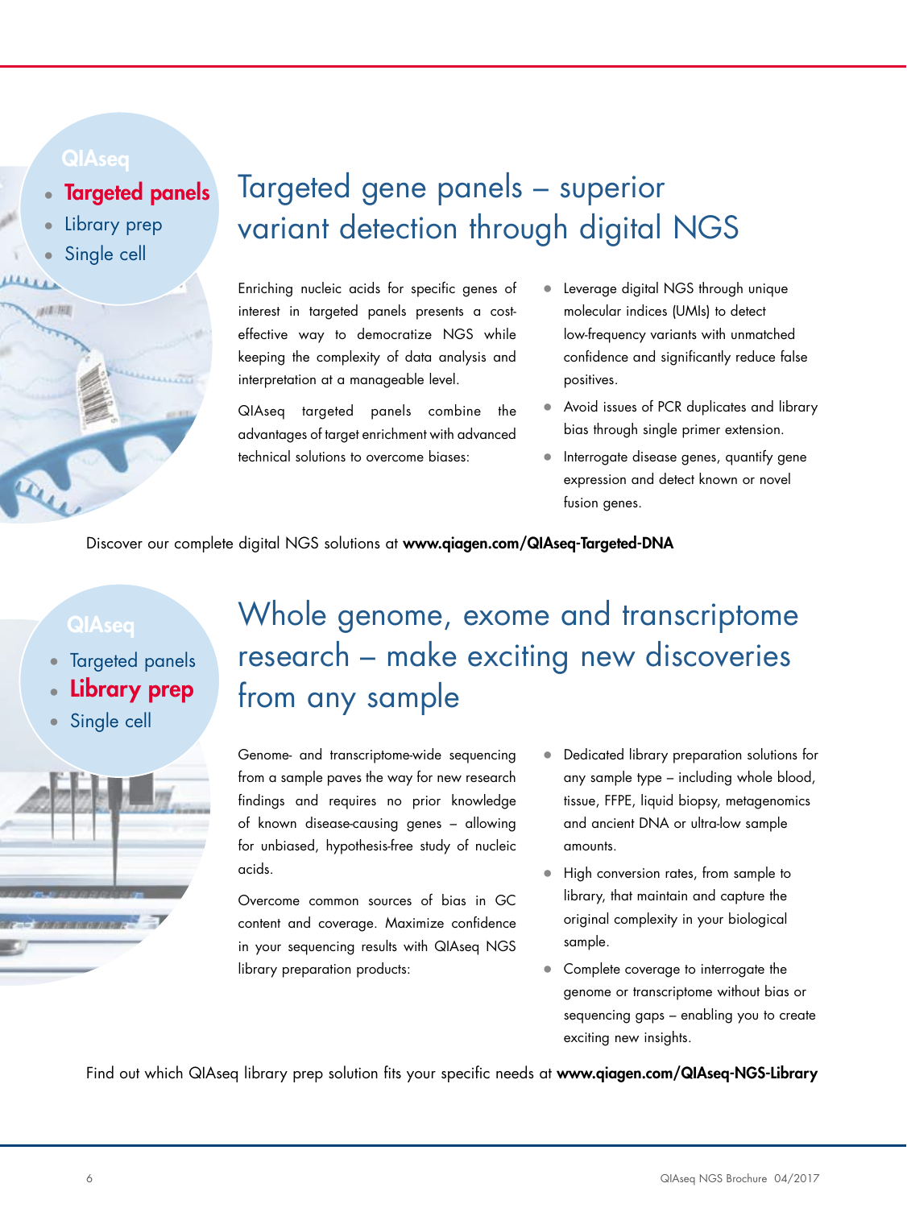QIAseq

- **Targeted panels**
- Library prep
- Single cell

## Targeted gene panels – superior variant detection through digital NGS

Enriching nucleic acids for specific genes of interest in targeted panels presents a cost-effective way to democratize NGS while keeping the complexity of data analysis and interpretation at a manageable level.

QIAseq targeted panels combine the advantages of target enrichment with advanced technical solutions to overcome biases:

- Leverage digital NGS through unique molecular indices (UMIs) to detect low-frequency variants with unmatched confidence and significantly reduce false positives.
- Avoid issues of PCR duplicates and library bias through single primer extension.
- Interrogate disease genes, quantify gene expression and detect known or novel fusion genes.

Discover our complete digital NGS solutions at **www.qiagen.com/QIAseq-Targeted-DNA**

QIAseq

- Targeted panels
- **Library prep**
- Single cell

## Whole genome, exome and transcriptome research – make exciting new discoveries from any sample

Genome- and transcriptome-wide sequencing from a sample paves the way for new research findings and requires no prior knowledge of known disease-causing genes – allowing for unbiased, hypothesis-free study of nucleic acids.

Overcome common sources of bias in GC content and coverage. Maximize confidence in your sequencing results with QIAseq NGS library preparation products:

- Dedicated library preparation solutions for any sample type – including whole blood, tissue, FFPE, liquid biopsy, metagenomics and ancient DNA or ultra-low sample amounts.
- High conversion rates, from sample to library, that maintain and capture the original complexity in your biological sample.
- Complete coverage to interrogate the genome or transcriptome without bias or sequencing gaps – enabling you to create exciting new insights.

Find out which QIAseq library prep solution fits your specific needs at **www.qiagen.com/QIAseq-NGS-Library**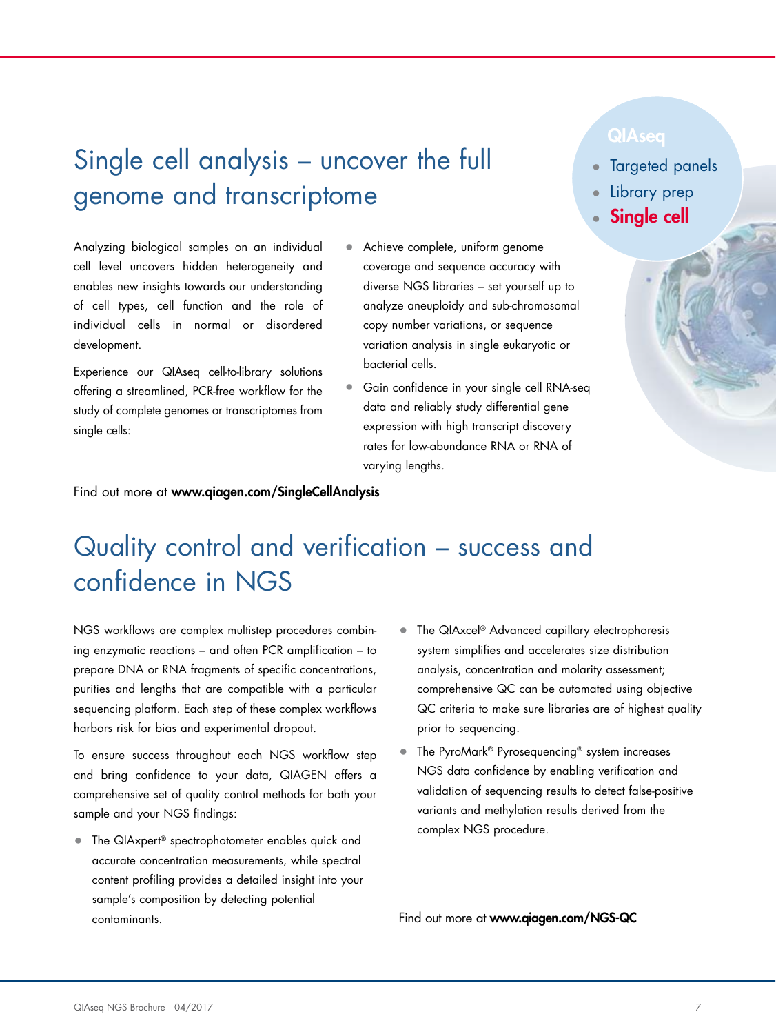QIAseq

- Targeted panels
- Library prep
- **Single cell**

# Single cell analysis – uncover the full genome and transcriptome

Analyzing biological samples on an individual cell level uncovers hidden heterogeneity and enables new insights towards our understanding of cell types, cell function and the role of individual cells in normal or disordered development.

Experience our QIAseq cell-to-library solutions offering a streamlined, PCR-free workflow for the study of complete genomes or transcriptomes from single cells:

- Achieve complete, uniform genome coverage and sequence accuracy with diverse NGS libraries – set yourself up to analyze aneuploidy and sub-chromosomal copy number variations, or sequence variation analysis in single eukaryotic or bacterial cells.
- Gain confidence in your single cell RNA-seq data and reliably study differential gene expression with high transcript discovery rates for low-abundance RNA or RNA of varying lengths.

Find out more at **www.qiagen.com/SingleCellAnalysis**

# Quality control and verification – success and confidence in NGS

NGS workflows are complex multistep procedures combining enzymatic reactions – and often PCR amplification – to prepare DNA or RNA fragments of specific concentrations, purities and lengths that are compatible with a particular sequencing platform. Each step of these complex workflows harbors risk for bias and experimental dropout.

To ensure success throughout each NGS workflow step and bring confidence to your data, QIAGEN offers a comprehensive set of quality control methods for both your sample and your NGS findings:

- The QIAxpert® spectrophotometer enables quick and accurate concentration measurements, while spectral content profiling provides a detailed insight into your sample's composition by detecting potential contaminants.
- The QIAxcel® Advanced capillary electrophoresis system simplifies and accelerates size distribution analysis, concentration and molarity assessment; comprehensive QC can be automated using objective QC criteria to make sure libraries are of highest quality prior to sequencing.
- The PyroMark® Pyrosequencing® system increases NGS data confidence by enabling verification and validation of sequencing results to detect false-positive variants and methylation results derived from the complex NGS procedure.

Find out more at **www.qiagen.com/NGS-QC**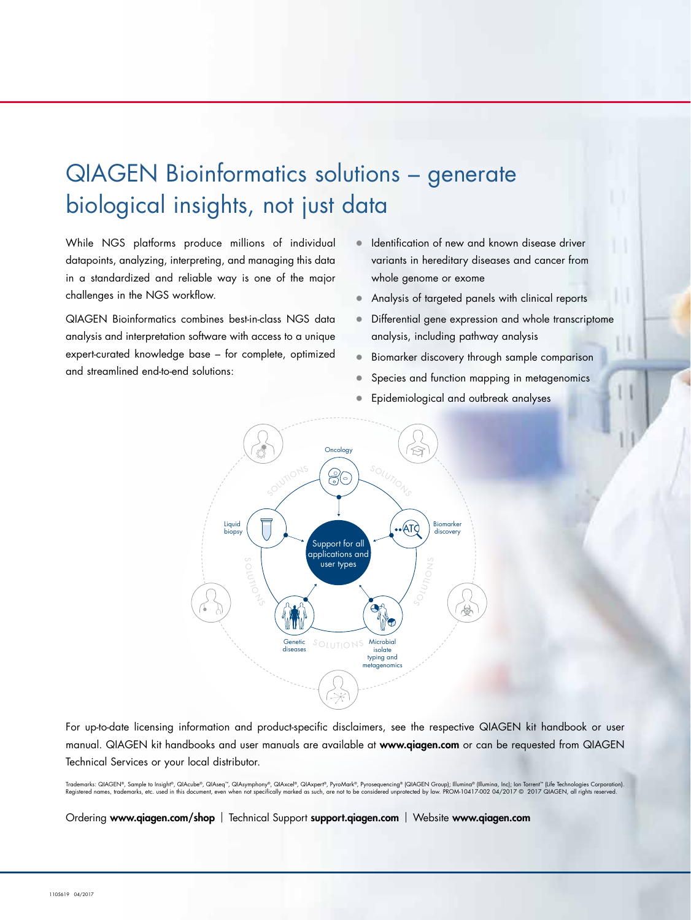# QIAGEN Bioinformatics solutions – generate biological insights, not just data

While NGS platforms produce millions of individual datapoints, analyzing, interpreting, and managing this data in a standardized and reliable way is one of the major challenges in the NGS workflow.

QIAGEN Bioinformatics combines best-in-class NGS data analysis and interpretation software with access to a unique expert-curated knowledge base – for complete, optimized and streamlined end-to-end solutions:

- Identification of new and known disease driver variants in hereditary diseases and cancer from whole genome or exome
- Analysis of targeted panels with clinical reports
- Differential gene expression and whole transcriptome analysis, including pathway analysis
- Biomarker discovery through sample comparison
- Species and function mapping in metagenomics
- Epidemiological and outbreak analyses

Oncology

Biomarker discovery

Microbial isolate typing and metagenomics

Genetic diseases

Liquid biopsy

Support for all applications and user types

SOLUTIONS

For up-to-date licensing information and product-specific disclaimers, see the respective QIAGEN kit handbook or user manual. QIAGEN kit handbooks and user manuals are available at **www.qiagen.com** or can be requested from QIAGEN Technical Services or your local distributor.

Trademarks: QIAGEN®, Sample to Insight®, QIAcube®, QIAseq™, QIAsymphony®, QIAxcel®, QIAxpert®, PyroMark®, Pyrosequencing® (QIAGEN Group); Illumina® (Illumina, Inc); Ion Torrent™ (Life Technologies Corporation). Registered names, trademarks, etc. used in this document, even when not specifically marked as such, are not to be considered unprotected by law. PROM-10417-002 04/2017 © 2017 QIAGEN, all rights reserved.

Ordering **www.qiagen.com/shop** | Technical Support **support.qiagen.com** | Website **www.qiagen.com**

1105619 04/2017